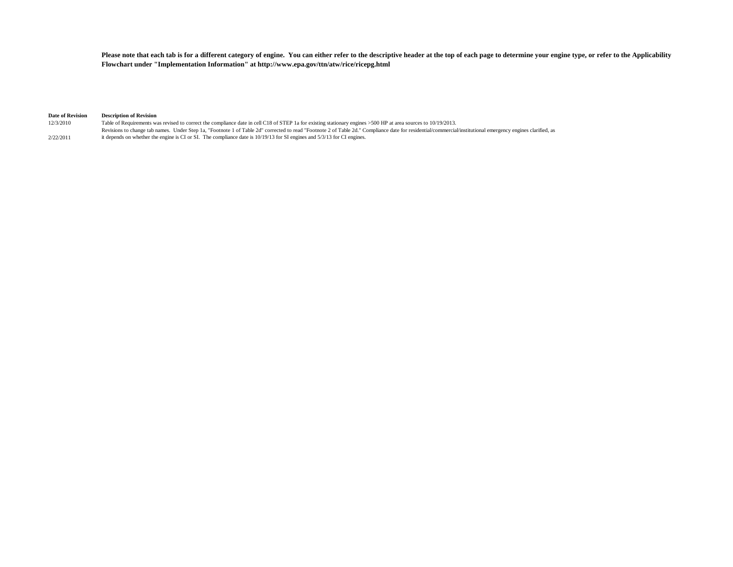**Please note that each tab is for a different category of engine. You can either refer to the descriptive header at the top of each page to determine your engine type, or refer to the Applicability Flowchart under "Implementation Information" at http://www.epa.gov/ttn/atw/rice/ricepg.html**

| Date of Revision | Description of Revision |
| --- | --- |
| 12/3/2010 | Table of Requirements was revised to correct the compliance date in cell C18 of STEP 1a for existing stationary engines >500 HP at area sources to 10/19/2013. |
| 2/22/2011 | Revisions to change tab names. Under Step 1a, "Footnote 1 of Table 2d" corrected to read "Footnote 2 of Table 2d." Compliance date for residential/commercial/institutional emergency engines clarified, as it depends on whether the engine is CI or SI. The compliance date is 10/19/13 for SI engines and 5/3/13 for CI engines. |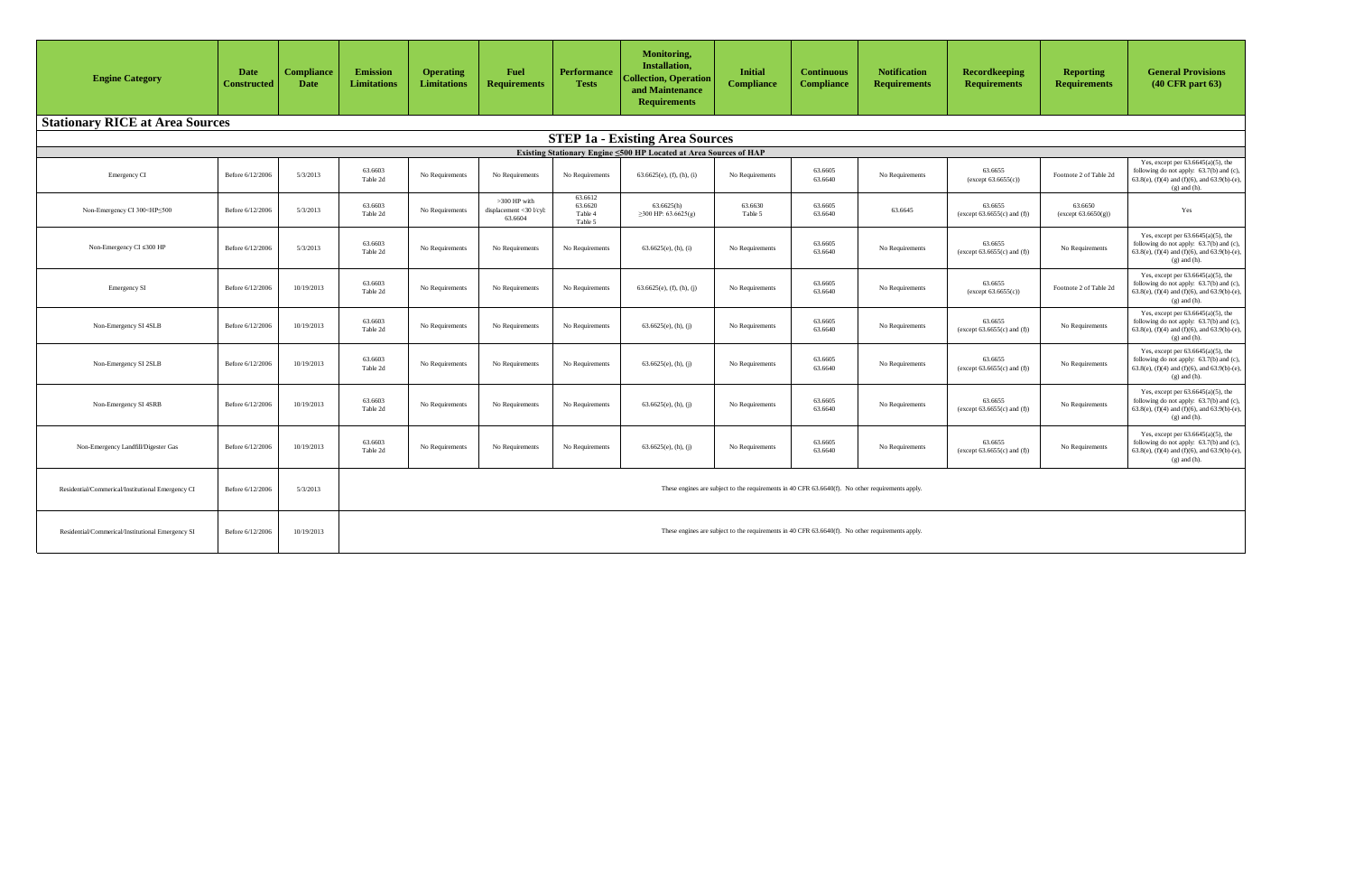| Engine Category | Date Constructed | Compliance Date | Emission Limitations | Operating Limitations | Fuel Requirements | Performance Tests | Monitoring, Installation, Collection, Operation and Maintenance Requirements | Initial Compliance | Continuous Compliance | Notification Requirements | Recordkeeping Requirements | Reporting Requirements | General Provisions (40 CFR part 63) |
|---|---|---|---|---|---|---|---|---|---|---|---|---|---|
| **Stationary RICE at Area Sources** | | | | | | | | | | | | | |
| **STEP 1a - Existing Area Sources** | | | | | | | | | | | | | |
| **Existing Stationary Engine ≤500 HP Located at Area Sources of HAP** | | | | | | | | | | | | | |
| Emergency CI | Before 6/12/2006 | 5/3/2013 | 63.6603 Table 2d | No Requirements | No Requirements | No Requirements | 63.6625(e), (f), (h), (i) | No Requirements | 63.6605 63.6640 | No Requirements | 63.6655 (except 63.6655(c)) | Footnote 2 of Table 2d | Yes, except per 63.6645(a)(5), the following do not apply: 63.7(b) and (c), 63.8(e), (f)(4) and (f)(6), and 63.9(b)-(e), (g) and (h). |
| Non-Emergency CI 300<HP≤500 | Before 6/12/2006 | 5/3/2013 | 63.6603 Table 2d | No Requirements | >300 HP with displacement <30 l/cyl: 63.6604 | 63.6612 63.6620 Table 4 Table 5 | 63.6625(h) ≥300 HP: 63.6625(g) | 63.6630 Table 5 | 63.6605 63.6640 | 63.6645 | 63.6655 (except 63.6655(c) and (f)) | 63.6650 (except 63.6650(g)) | Yes |
| Non-Emergency CI ≤300 HP | Before 6/12/2006 | 5/3/2013 | 63.6603 Table 2d | No Requirements | No Requirements | No Requirements | 63.6625(e), (h), (i) | No Requirements | 63.6605 63.6640 | No Requirements | 63.6655 (except 63.6655(c) and (f)) | No Requirements | Yes, except per 63.6645(a)(5), the following do not apply: 63.7(b) and (c), 63.8(e), (f)(4) and (f)(6), and 63.9(b)-(e), (g) and (h). |
| Emergency SI | Before 6/12/2006 | 10/19/2013 | 63.6603 Table 2d | No Requirements | No Requirements | No Requirements | 63.6625(e), (f), (h), (j) | No Requirements | 63.6605 63.6640 | No Requirements | 63.6655 (except 63.6655(c)) | Footnote 2 of Table 2d | Yes, except per 63.6645(a)(5), the following do not apply: 63.7(b) and (c), 63.8(e), (f)(4) and (f)(6), and 63.9(b)-(e), (g) and (h). |
| Non-Emergency SI 4SLB | Before 6/12/2006 | 10/19/2013 | 63.6603 Table 2d | No Requirements | No Requirements | No Requirements | 63.6625(e), (h), (j) | No Requirements | 63.6605 63.6640 | No Requirements | 63.6655 (except 63.6655(c) and (f)) | No Requirements | Yes, except per 63.6645(a)(5), the following do not apply: 63.7(b) and (c), 63.8(e), (f)(4) and (f)(6), and 63.9(b)-(e), (g) and (h). |
| Non-Emergency SI 2SLB | Before 6/12/2006 | 10/19/2013 | 63.6603 Table 2d | No Requirements | No Requirements | No Requirements | 63.6625(e), (h), (j) | No Requirements | 63.6605 63.6640 | No Requirements | 63.6655 (except 63.6655(c) and (f)) | No Requirements | Yes, except per 63.6645(a)(5), the following do not apply: 63.7(b) and (c), 63.8(e), (f)(4) and (f)(6), and 63.9(b)-(e), (g) and (h). |
| Non-Emergency SI 4SRB | Before 6/12/2006 | 10/19/2013 | 63.6603 Table 2d | No Requirements | No Requirements | No Requirements | 63.6625(e), (h), (j) | No Requirements | 63.6605 63.6640 | No Requirements | 63.6655 (except 63.6655(c) and (f)) | No Requirements | Yes, except per 63.6645(a)(5), the following do not apply: 63.7(b) and (c), 63.8(e), (f)(4) and (f)(6), and 63.9(b)-(e), (g) and (h). |
| Non-Emergency Landfill/Digester Gas | Before 6/12/2006 | 10/19/2013 | 63.6603 Table 2d | No Requirements | No Requirements | No Requirements | 63.6625(e), (h), (j) | No Requirements | 63.6605 63.6640 | No Requirements | 63.6655 (except 63.6655(c) and (f)) | No Requirements | Yes, except per 63.6645(a)(5), the following do not apply: 63.7(b) and (c), 63.8(e), (f)(4) and (f)(6), and 63.9(b)-(e), (g) and (h). |
| Residential/Commerical/Institutional Emergency CI | Before 6/12/2006 | 5/3/2013 | These engines are subject to the requirements in 40 CFR 63.6640(f). No other requirements apply. | | | | | | | | | | |
| Residential/Commerical/Institutional Emergency SI | Before 6/12/2006 | 10/19/2013 | These engines are subject to the requirements in 40 CFR 63.6640(f). No other requirements apply. | | | | | | | | | | |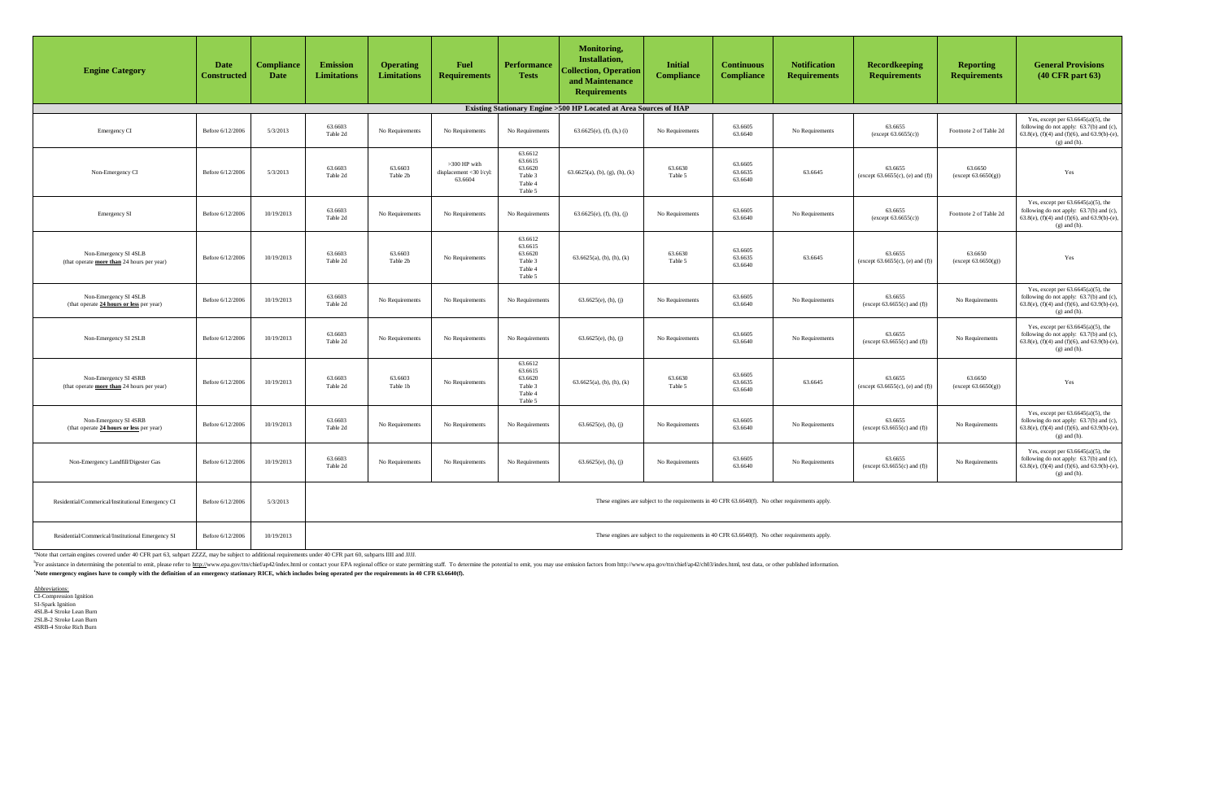| Engine Category | Date Constructed | Compliance Date | Emission Limitations | Operating Limitations | Fuel Requirements | Performance Tests | Monitoring, Installation, Collection, Operation and Maintenance Requirements | Initial Compliance | Continuous Compliance | Notification Requirements | Recordkeeping Requirements | Reporting Requirements | General Provisions (40 CFR part 63) |
|---|---|---|---|---|---|---|---|---|---|---|---|---|---|
| **Existing Stationary Engine >500 HP Located at Area Sources of HAP** | | | | | | | | | | | | | |
| Emergency CI | Before 6/12/2006 | 5/3/2013 | 63.6603 Table 2d | No Requirements | No Requirements | No Requirements | 63.6625(e), (f), (h,) (i) | No Requirements | 63.6605 63.6640 | No Requirements | 63.6655 (except 63.6655(c)) | Footnote 2 of Table 2d | Yes, except per 63.6645(a)(5), the following do not apply: 63.7(b) and (c), 63.8(e), (f)(4) and (f)(6), and 63.9(b)-(e), (g) and (h). |
| Non-Emergency CI | Before 6/12/2006 | 5/3/2013 | 63.6603 Table 2d | 63.6603 Table 2b | >300 HP with displacement <30 l/cyl: 63.6604 | 63.6612 63.6615 63.6620 Table 3 Table 4 Table 5 | 63.6625(a), (b), (g), (h), (k) | 63.6630 Table 5 | 63.6605 63.6635 63.6640 | 63.6645 | 63.6655 (except 63.6655(c), (e) and (f)) | 63.6650 (except 63.6650(g)) | Yes |
| Emergency SI | Before 6/12/2006 | 10/19/2013 | 63.6603 Table 2d | No Requirements | No Requirements | No Requirements | 63.6625(e), (f), (h), (j) | No Requirements | 63.6605 63.6640 | No Requirements | 63.6655 (except 63.6655(c)) | Footnote 2 of Table 2d | Yes, except per 63.6645(a)(5), the following do not apply: 63.7(b) and (c), 63.8(e), (f)(4) and (f)(6), and 63.9(b)-(e), (g) and (h). |
| Non-Emergency SI 4SLB (that operate **more than** 24 hours per year) | Before 6/12/2006 | 10/19/2013 | 63.6603 Table 2d | 63.6603 Table 2b | No Requirements | 63.6612 63.6615 63.6620 Table 3 Table 4 Table 5 | 63.6625(a), (b), (h), (k) | 63.6630 Table 5 | 63.6605 63.6635 63.6640 | 63.6645 | 63.6655 (except 63.6655(c), (e) and (f)) | 63.6650 (except 63.6650(g)) | Yes |
| Non-Emergency SI 4SLB (that operate **24 hours or less** per year) | Before 6/12/2006 | 10/19/2013 | 63.6603 Table 2d | No Requirements | No Requirements | No Requirements | 63.6625(e), (h), (j) | No Requirements | 63.6605 63.6640 | No Requirements | 63.6655 (except 63.6655(c) and (f)) | No Requirements | Yes, except per 63.6645(a)(5), the following do not apply: 63.7(b) and (c), 63.8(e), (f)(4) and (f)(6), and 63.9(b)-(e), (g) and (h). |
| Non-Emergency SI 2SLB | Before 6/12/2006 | 10/19/2013 | 63.6603 Table 2d | No Requirements | No Requirements | No Requirements | 63.6625(e), (h), (j) | No Requirements | 63.6605 63.6640 | No Requirements | 63.6655 (except 63.6655(c) and (f)) | No Requirements | Yes, except per 63.6645(a)(5), the following do not apply: 63.7(b) and (c), 63.8(e), (f)(4) and (f)(6), and 63.9(b)-(e), (g) and (h). |
| Non-Emergency SI 4SRB (that operate **more than** 24 hours per year) | Before 6/12/2006 | 10/19/2013 | 63.6603 Table 2d | 63.6603 Table 1b | No Requirements | 63.6612 63.6615 63.6620 Table 3 Table 4 Table 5 | 63.6625(a), (b), (h), (k) | 63.6630 Table 5 | 63.6605 63.6635 63.6640 | 63.6645 | 63.6655 (except 63.6655(c), (e) and (f)) | 63.6650 (except 63.6650(g)) | Yes |
| Non-Emergency SI 4SRB (that operate **24 hours or less** per year) | Before 6/12/2006 | 10/19/2013 | 63.6603 Table 2d | No Requirements | No Requirements | No Requirements | 63.6625(e), (h), (j) | No Requirements | 63.6605 63.6640 | No Requirements | 63.6655 (except 63.6655(c) and (f)) | No Requirements | Yes, except per 63.6645(a)(5), the following do not apply: 63.7(b) and (c), 63.8(e), (f)(4) and (f)(6), and 63.9(b)-(e), (g) and (h). |
| Non-Emergency Landfill/Digester Gas | Before 6/12/2006 | 10/19/2013 | 63.6603 Table 2d | No Requirements | No Requirements | No Requirements | 63.6625(e), (h), (j) | No Requirements | 63.6605 63.6640 | No Requirements | 63.6655 (except 63.6655(c) and (f)) | No Requirements | Yes, except per 63.6645(a)(5), the following do not apply: 63.7(b) and (c), 63.8(e), (f)(4) and (f)(6), and 63.9(b)-(e), (g) and (h). |
| Residential/Commerical/Institutional Emergency CI | Before 6/12/2006 | 5/3/2013 | These engines are subject to the requirements in 40 CFR 63.6640(f). No other requirements apply. | | | | | | | | | | |
| Residential/Commerical/Institutional Emergency SI | Before 6/12/2006 | 10/19/2013 | These engines are subject to the requirements in 40 CFR 63.6640(f). No other requirements apply. | | | | | | | | | | |

[a]Note that certain engines covered under 40 CFR part 63, subpart ZZZZ, may be subject to additional requirements under 40 CFR part 60, subparts IIII and JJJJ.

[b]For assistance in determining the potential to emit, please refer to http://www.epa.gov/ttn/chief/ap42/index.html or contact your EPA regional office or state permitting staff. To determine the potential to emit, you may use emission factors from http://www.epa.gov/ttn/chief/ap42/ch03/index.html, test data, or other published information.

[c]**Note emergency engines have to comply with the definition of an emergency stationary RICE, which includes being operated per the requirements in 40 CFR 63.6640(f).**

Abbreviations:
CI-Compression Ignition
SI-Spark Ignition
4SLB-4 Stroke Lean Burn
2SLB-2 Stroke Lean Burn
4SRB-4 Stroke Rich Burn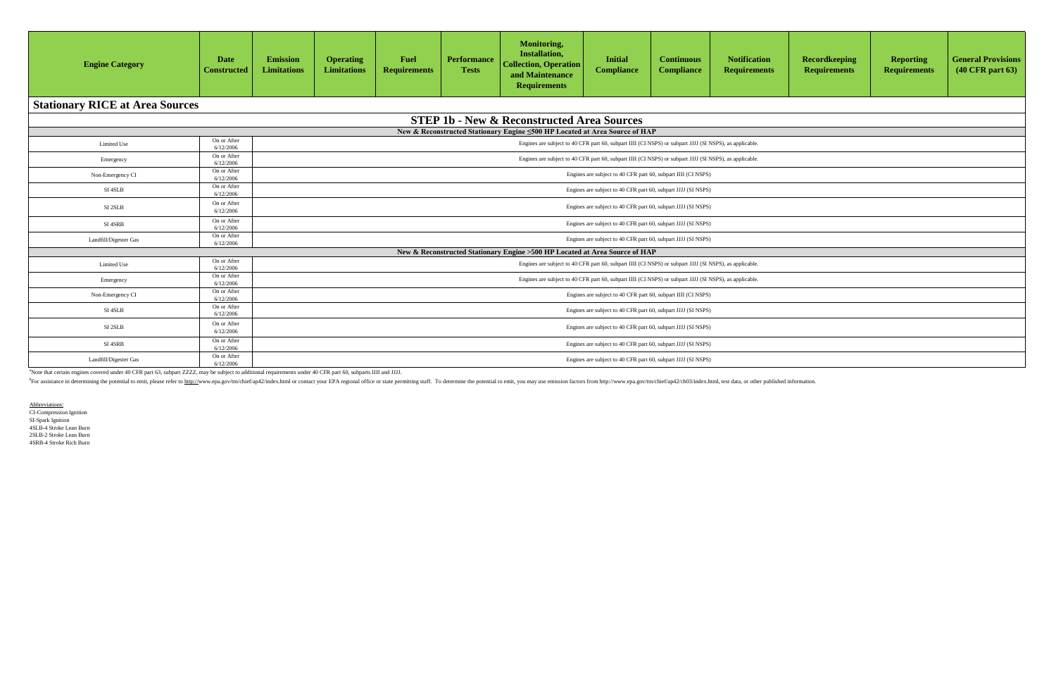| Engine Category | Date Constructed | Emission Limitations | Operating Limitations | Fuel Requirements | Performance Tests | Monitoring, Installation, Collection, Operation and Maintenance Requirements | Initial Compliance | Continuous Compliance | Notification Requirements | Recordkeeping Requirements | Reporting Requirements | General Provisions (40 CFR part 63) |
|---|---|---|---|---|---|---|---|---|---|---|---|---|
| **Stationary RICE at Area Sources** | | | | | | | | | | | | |
| **STEP 1b - New & Reconstructed Area Sources** | | | | | | | | | | | | |
| **New & Reconstructed Stationary Engine ≤500 HP Located at Area Source of HAP** | | | | | | | | | | | | |
| Limited Use | On or After 6/12/2006 | Engines are subject to 40 CFR part 60, subpart IIII (CI NSPS) or subpart JJJJ (SI NSPS), as applicable. | | | | | | | | | | |
| Emergency | On or After 6/12/2006 | Engines are subject to 40 CFR part 60, subpart IIII (CI NSPS) or subpart JJJJ (SI NSPS), as applicable. | | | | | | | | | | |
| Non-Emergency CI | On or After 6/12/2006 | Engines are subject to 40 CFR part 60, subpart IIII (CI NSPS) | | | | | | | | | | |
| SI 4SLB | On or After 6/12/2006 | Engines are subject to 40 CFR part 60, subpart JJJJ (SI NSPS) | | | | | | | | | | |
| SI 2SLB | On or After 6/12/2006 | Engines are subject to 40 CFR part 60, subpart JJJJ (SI NSPS) | | | | | | | | | | |
| SI 4SRB | On or After 6/12/2006 | Engines are subject to 40 CFR part 60, subpart JJJJ (SI NSPS) | | | | | | | | | | |
| Landfill/Digester Gas | On or After 6/12/2006 | Engines are subject to 40 CFR part 60, subpart JJJJ (SI NSPS) | | | | | | | | | | |
| **New & Reconstructed Stationary Engine >500 HP Located at Area Source of HAP** | | | | | | | | | | | | |
| Limited Use | On or After 6/12/2006 | Engines are subject to 40 CFR part 60, subpart IIII (CI NSPS) or subpart JJJJ (SI NSPS), as applicable. | | | | | | | | | | |
| Emergency | On or After 6/12/2006 | Engines are subject to 40 CFR part 60, subpart IIII (CI NSPS) or subpart JJJJ (SI NSPS), as applicable. | | | | | | | | | | |
| Non-Emergency CI | On or After 6/12/2006 | Engines are subject to 40 CFR part 60, subpart IIII (CI NSPS) | | | | | | | | | | |
| SI 4SLB | On or After 6/12/2006 | Engines are subject to 40 CFR part 60, subpart JJJJ (SI NSPS) | | | | | | | | | | |
| SI 2SLB | On or After 6/12/2006 | Engines are subject to 40 CFR part 60, subpart JJJJ (SI NSPS) | | | | | | | | | | |
| SI 4SRB | On or After 6/12/2006 | Engines are subject to 40 CFR part 60, subpart JJJJ (SI NSPS) | | | | | | | | | | |
| Landfill/Digester Gas | On or After 6/12/2006 | Engines are subject to 40 CFR part 60, subpart JJJJ (SI NSPS) | | | | | | | | | | |

[a]Note that certain engines covered under 40 CFR part 63, subpart ZZZZ, may be subject to additional requirements under 40 CFR part 60, subparts IIII and JJJJ.

[b]For assistance in determining the potential to emit, please refer to http://www.epa.gov/ttn/chief/ap42/index.html or contact your EPA regional office or state permitting staff. To determine the potential to emit, you may use emission factors from http://www.epa.gov/ttn/chief/ap42/ch03/index.html, test data, or other published information.

Abbreviations:
CI-Compression Ignition
SI-Spark Ignition
4SLB-4 Stroke Lean Burn
2SLB-2 Stroke Lean Burn
4SRB-4 Stroke Rich Burn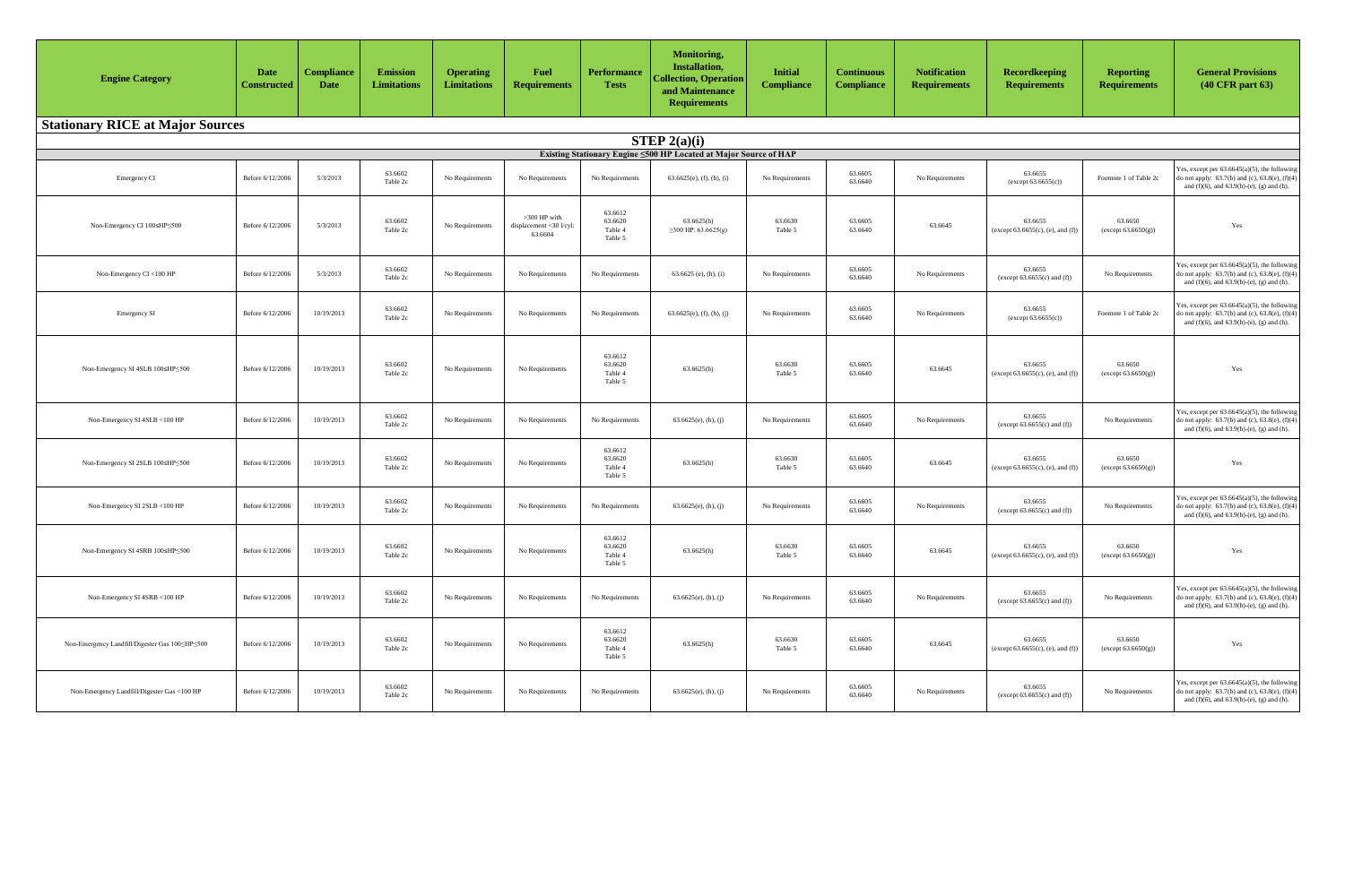| Engine Category | Date Constructed | Compliance Date | Emission Limitations | Operating Limitations | Fuel Requirements | Performance Tests | Monitoring, Installation, Collection, Operation and Maintenance Requirements | Initial Compliance | Continuous Compliance | Notification Requirements | Recordkeeping Requirements | Reporting Requirements | General Provisions (40 CFR part 63) |
|---|---|---|---|---|---|---|---|---|---|---|---|---|---|
| **Stationary RICE at Major Sources** | | | | | | | | | | | | | |
| **STEP 2(a)(i)** | | | | | | | | | | | | | |
| **Existing Stationary Engine ≤500 HP Located at Major Source of HAP** | | | | | | | | | | | | | |
| Emergency CI | Before 6/12/2006 | 5/3/2013 | 63.6602 Table 2c | No Requirements | No Requirements | No Requirements | 63.6625(e), (f), (h), (i) | No Requirements | 63.6605 63.6640 | No Requirements | 63.6655 (except 63.6655(c)) | Footnote 1 of Table 2c | Yes, except per 63.6645(a)(5), the following do not apply: 63.7(b) and (c), 63.8(e), (f)(4) and (f)(6), and 63.9(b)-(e), (g) and (h). |
| Non-Emergency CI 100≤HP≤500 | Before 6/12/2006 | 5/3/2013 | 63.6602 Table 2c | No Requirements | >300 HP with displacement <30 l/cyl: 63.6604 | 63.6612 63.6620 Table 4 Table 5 | 63.6625(h) ≥300 HP: 63.6625(g) | 63.6630 Table 5 | 63.6605 63.6640 | 63.6645 | 63.6655 (except 63.6655(c), (e), and (f)) | 63.6650 (except 63.6650(g)) | Yes |
| Non-Emergency CI <100 HP | Before 6/12/2006 | 5/3/2013 | 63.6602 Table 2c | No Requirements | No Requirements | No Requirements | 63.6625 (e), (h), (i) | No Requirements | 63.6605 63.6640 | No Requirements | 63.6655 (except 63.6655(c) and (f)) | No Requirements | Yes, except per 63.6645(a)(5), the following do not apply: 63.7(b) and (c), 63.8(e), (f)(4) and (f)(6), and 63.9(b)-(e), (g) and (h). |
| Emergency SI | Before 6/12/2006 | 10/19/2013 | 63.6602 Table 2c | No Requirements | No Requirements | No Requirements | 63.6625(e), (f), (h), (j) | No Requirements | 63.6605 63.6640 | No Requirements | 63.6655 (except 63.6655(c)) | Footnote 1 of Table 2c | Yes, except per 63.6645(a)(5), the following do not apply: 63.7(b) and (c), 63.8(e), (f)(4) and (f)(6), and 63.9(b)-(e), (g) and (h). |
| Non-Emergency SI 4SLB 100≤HP≤500 | Before 6/12/2006 | 10/19/2013 | 63.6602 Table 2c | No Requirements | No Requirements | 63.6612 63.6620 Table 4 Table 5 | 63.6625(h) | 63.6630 Table 5 | 63.6605 63.6640 | 63.6645 | 63.6655 (except 63.6655(c), (e), and (f)) | 63.6650 (except 63.6650(g)) | Yes |
| Non-Emergency SI 4SLB <100 HP | Before 6/12/2006 | 10/19/2013 | 63.6602 Table 2c | No Requirements | No Requirements | No Requirements | 63.6625(e), (h), (j) | No Requirements | 63.6605 63.6640 | No Requirements | 63.6655 (except 63.6655(c) and (f)) | No Requirements | Yes, except per 63.6645(a)(5), the following do not apply: 63.7(b) and (c), 63.8(e), (f)(4) and (f)(6), and 63.9(b)-(e), (g) and (h). |
| Non-Emergency SI 2SLB 100≤HP≤500 | Before 6/12/2006 | 10/19/2013 | 63.6602 Table 2c | No Requirements | No Requirements | 63.6612 63.6620 Table 4 Table 5 | 63.6625(h) | 63.6630 Table 5 | 63.6605 63.6640 | 63.6645 | 63.6655 (except 63.6655(c), (e), and (f)) | 63.6650 (except 63.6650(g)) | Yes |
| Non-Emergency SI 2SLB <100 HP | Before 6/12/2006 | 10/19/2013 | 63.6602 Table 2c | No Requirements | No Requirements | No Requirements | 63.6625(e), (h), (j) | No Requirements | 63.6605 63.6640 | No Requirements | 63.6655 (except 63.6655(c) and (f)) | No Requirements | Yes, except per 63.6645(a)(5), the following do not apply: 63.7(b) and (c), 63.8(e), (f)(4) and (f)(6), and 63.9(b)-(e), (g) and (h). |
| Non-Emergency SI 4SRB 100≤HP≤500 | Before 6/12/2006 | 10/19/2013 | 63.6602 Table 2c | No Requirements | No Requirements | 63.6612 63.6620 Table 4 Table 5 | 63.6625(h) | 63.6630 Table 5 | 63.6605 63.6640 | 63.6645 | 63.6655 (except 63.6655(c), (e), and (f)) | 63.6650 (except 63.6650(g)) | Yes |
| Non-Emergency SI 4SRB <100 HP | Before 6/12/2006 | 10/19/2013 | 63.6602 Table 2c | No Requirements | No Requirements | No Requirements | 63.6625(e), (h), (j) | No Requirements | 63.6605 63.6640 | No Requirements | 63.6655 (except 63.6655(c) and (f)) | No Requirements | Yes, except per 63.6645(a)(5), the following do not apply: 63.7(b) and (c), 63.8(e), (f)(4) and (f)(6), and 63.9(b)-(e), (g) and (h). |
| Non-Emergency Landfill/Digester Gas 100≤HP≤500 | Before 6/12/2006 | 10/19/2013 | 63.6602 Table 2c | No Requirements | No Requirements | 63.6612 63.6620 Table 4 Table 5 | 63.6625(h) | 63.6630 Table 5 | 63.6605 63.6640 | 63.6645 | 63.6655 (except 63.6655(c), (e), and (f)) | 63.6650 (except 63.6650(g)) | Yes |
| Non-Emergency Landfill/Digester Gas <100 HP | Before 6/12/2006 | 10/19/2013 | 63.6602 Table 2c | No Requirements | No Requirements | No Requirements | 63.6625(e), (h), (j) | No Requirements | 63.6605 63.6640 | No Requirements | 63.6655 (except 63.6655(c) and (f)) | No Requirements | Yes, except per 63.6645(a)(5), the following do not apply: 63.7(b) and (c), 63.8(e), (f)(4) and (f)(6), and 63.9(b)-(e), (g) and (h). |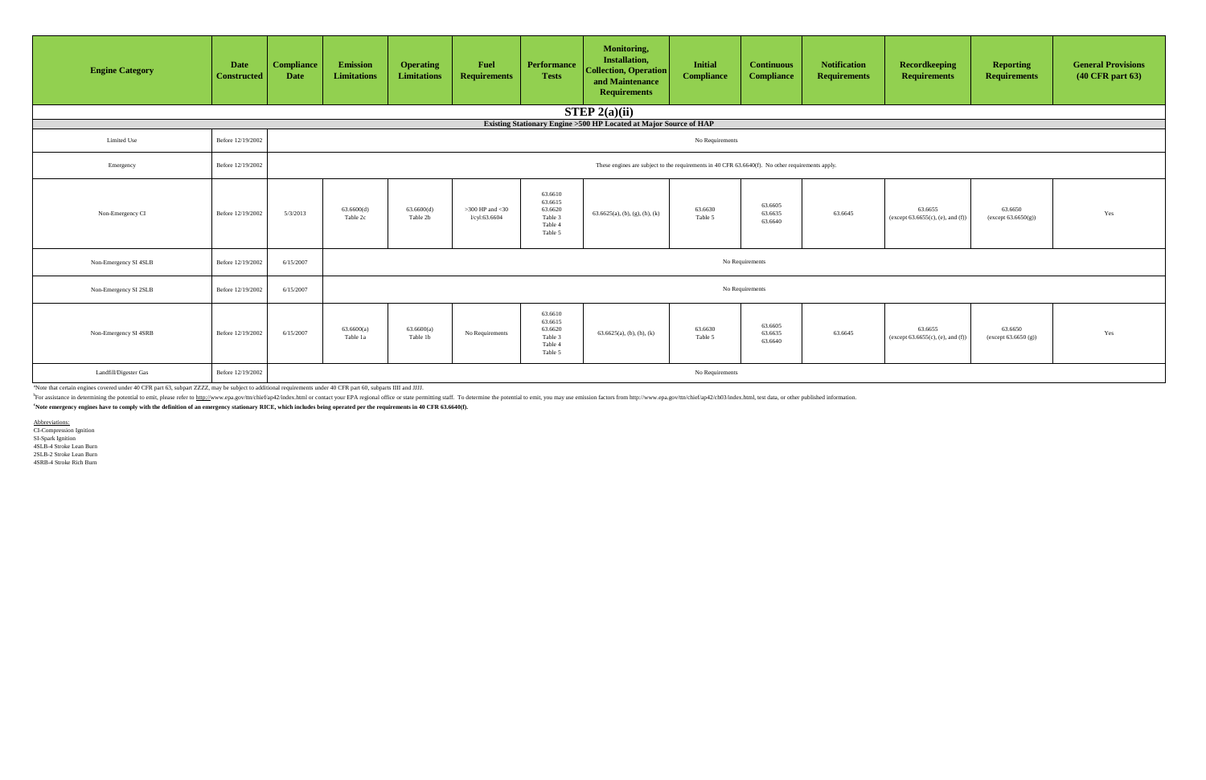| Engine Category | Date Constructed | Compliance Date | Emission Limitations | Operating Limitations | Fuel Requirements | Performance Tests | Monitoring, Installation, Collection, Operation and Maintenance Requirements | Initial Compliance | Continuous Compliance | Notification Requirements | Recordkeeping Requirements | Reporting Requirements | General Provisions (40 CFR part 63) |
|---|---|---|---|---|---|---|---|---|---|---|---|---|---|
| **STEP 2(a)(ii)** | | | | | | | | | | | | | |
| **Existing Stationary Engine >500 HP Located at Major Source of HAP** | | | | | | | | | | | | | |
| Limited Use | Before 12/19/2002 | No Requirements | | | | | | | | | | | |
| Emergency | Before 12/19/2002 | These engines are subject to the requirements in 40 CFR 63.6640(f). No other requirements apply. | | | | | | | | | | | |
| Non-Emergency CI | Before 12/19/2002 | 5/3/2013 | 63.6600(d) Table 2c | 63.6600(d) Table 2b | >300 HP and <30 l/cyl:63.6604 | 63.6610 63.6615 63.6620 Table 3 Table 4 Table 5 | 63.6625(a), (b), (g), (h), (k) | 63.6630 Table 5 | 63.6605 63.6635 63.6640 | 63.6645 | 63.6655 (except 63.6655(c), (e), and (f)) | 63.6650 (except 63.6650(g)) | Yes |
| Non-Emergency SI 4SLB | Before 12/19/2002 | 6/15/2007 | No Requirements | | | | | | | | | | |
| Non-Emergency SI 2SLB | Before 12/19/2002 | 6/15/2007 | No Requirements | | | | | | | | | | |
| Non-Emergency SI 4SRB | Before 12/19/2002 | 6/15/2007 | 63.6600(a) Table 1a | 63.6600(a) Table 1b | No Requirements | 63.6610 63.6615 63.6620 Table 3 Table 4 Table 5 | 63.6625(a), (b), (h), (k) | 63.6630 Table 5 | 63.6605 63.6635 63.6640 | 63.6645 | 63.6655 (except 63.6655(c), (e), and (f)) | 63.6650 (except 63.6650 (g)) | Yes |
| Landfill/Digester Gas | Before 12/19/2002 | No Requirements | | | | | | | | | | | |

[a]Note that certain engines covered under 40 CFR part 63, subpart ZZZZ, may be subject to additional requirements under 40 CFR part 60, subparts IIII and JJJJ.

[b]For assistance in determining the potential to emit, please refer to http://www.epa.gov/ttn/chief/ap42/index.html or contact your EPA regional office or state permitting staff. To determine the potential to emit, you may use emission factors from http://www.epa.gov/ttn/chief/ap42/ch03/index.html, test data, or other published information.

**[c]Note emergency engines have to comply with the definition of an emergency stationary RICE, which includes being operated per the requirements in 40 CFR 63.6640(f).**

Abbreviations:
CI-Compression Ignition
SI-Spark Ignition
4SLB-4 Stroke Lean Burn
2SLB-2 Stroke Lean Burn
4SRB-4 Stroke Rich Burn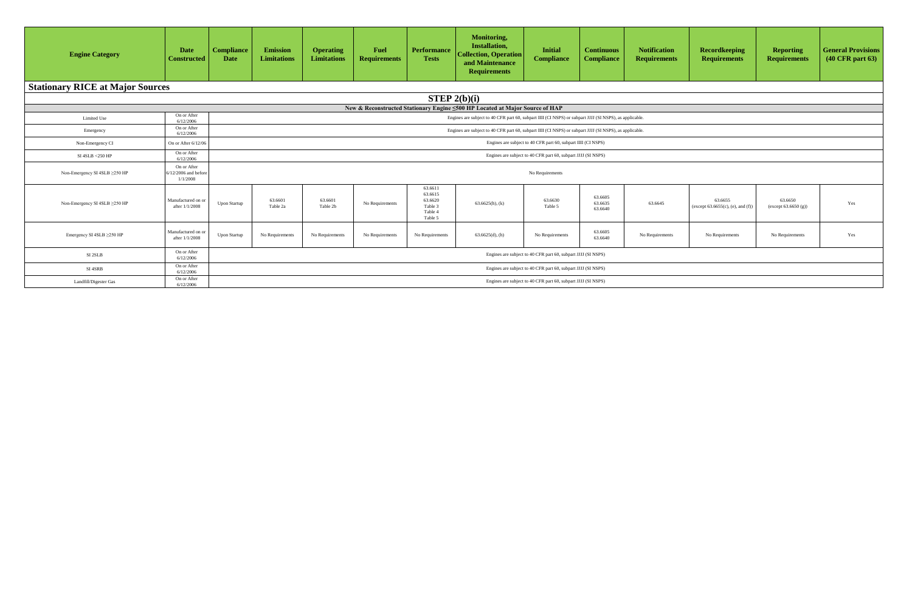| Engine Category | Date Constructed | Compliance Date | Emission Limitations | Operating Limitations | Fuel Requirements | Performance Tests | Monitoring, Installation, Collection, Operation and Maintenance Requirements | Initial Compliance | Continuous Compliance | Notification Requirements | Recordkeeping Requirements | Reporting Requirements | General Provisions (40 CFR part 63) |
|---|---|---|---|---|---|---|---|---|---|---|---|---|---|
| **Stationary RICE at Major Sources** | | | | | | | | | | | | | |
| **STEP 2(b)(i)** | | | | | | | | | | | | | |
| **New & Reconstructed Stationary Engine ≤500 HP Located at Major Source of HAP** | | | | | | | | | | | | | |
| Limited Use | On or After 6/12/2006 | Engines are subject to 40 CFR part 60, subpart IIII (CI NSPS) or subpart JJJJ (SI NSPS), as applicable. | | | | | | | | | | | |
| Emergency | On or After 6/12/2006 | Engines are subject to 40 CFR part 60, subpart IIII (CI NSPS) or subpart JJJJ (SI NSPS), as applicable. | | | | | | | | | | | |
| Non-Emergency CI | On or After 6/12/06 | Engines are subject to 40 CFR part 60, subpart IIII (CI NSPS) | | | | | | | | | | | |
| SI 4SLB <250 HP | On or After 6/12/2006 | Engines are subject to 40 CFR part 60, subpart JJJJ (SI NSPS) | | | | | | | | | | | |
| Non-Emergency SI 4SLB ≥250 HP | On or After 6/12/2006 and before 1/1/2008 | No Requirements | | | | | | | | | | | |
| Non-Emergency SI 4SLB ≥250 HP | Manufactured on or after 1/1/2008 | Upon Startup | 63.6601 Table 2a | 63.6601 Table 2b | No Requirements | 63.6611 63.6615 63.6620 Table 3 Table 4 Table 5 | 63.6625(h), (k) | 63.6630 Table 5 | 63.6605 63.6635 63.6640 | 63.6645 | 63.6655 (except 63.6655(c), (e), and (f)) | 63.6650 (except 63.6650 (g)) | Yes |
| Emergency SI 4SLB ≥250 HP | Manufactured on or after 1/1/2008 | Upon Startup | No Requirements | No Requirements | No Requirements | No Requirements | 63.6625(d), (h) | No Requirements | 63.6605 63.6640 | No Requirements | No Requirements | No Requirements | Yes |
| SI 2SLB | On or After 6/12/2006 | Engines are subject to 40 CFR part 60, subpart JJJJ (SI NSPS) | | | | | | | | | | | |
| SI 4SRB | On or After 6/12/2006 | Engines are subject to 40 CFR part 60, subpart JJJJ (SI NSPS) | | | | | | | | | | | |
| Landfill/Digester Gas | On or After 6/12/2006 | Engines are subject to 40 CFR part 60, subpart JJJJ (SI NSPS) | | | | | | | | | | | |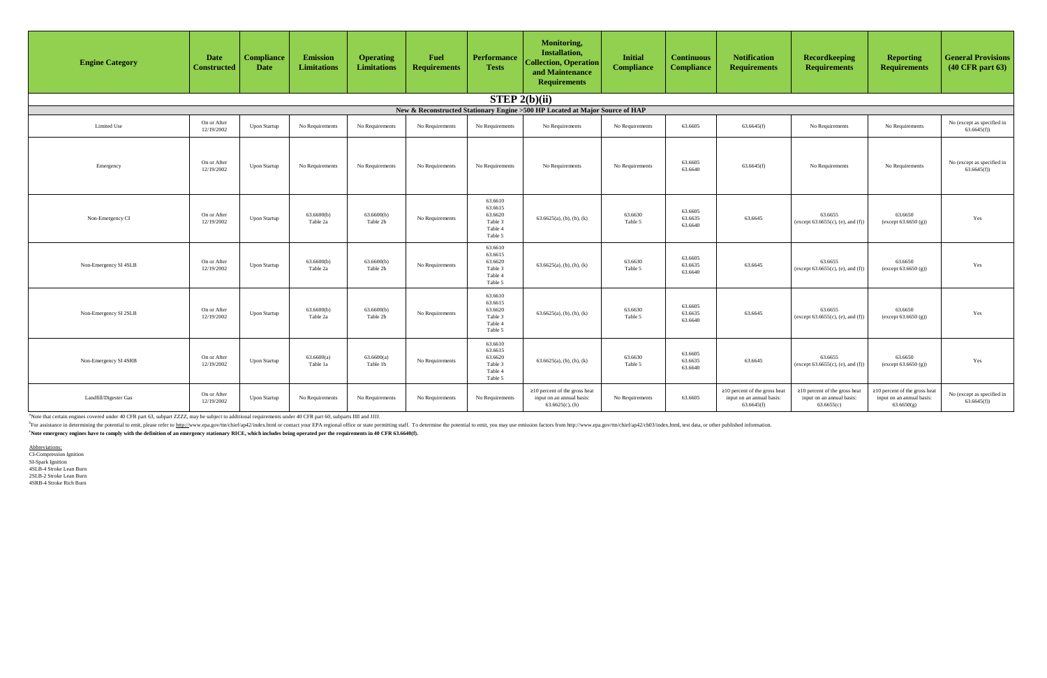| Engine Category | Date Constructed | Compliance Date | Emission Limitations | Operating Limitations | Fuel Requirements | Performance Tests | Monitoring, Installation, Collection, Operation and Maintenance Requirements | Initial Compliance | Continuous Compliance | Notification Requirements | Recordkeeping Requirements | Reporting Requirements | General Provisions (40 CFR part 63) |
|---|---|---|---|---|---|---|---|---|---|---|---|---|---|
| **STEP 2(b)(ii)** | | | | | | | | | | | | | |
| **New & Reconstructed Stationary Engine >500 HP Located at Major Source of HAP** | | | | | | | | | | | | | |
| Limited Use | On or After 12/19/2002 | Upon Startup | No Requirements | No Requirements | No Requirements | No Requirements | No Requirements | No Requirements | 63.6605 | 63.6645(f) | No Requirements | No Requirements | No (except as specified in 63.6645(f)) |
| Emergency | On or After 12/19/2002 | Upon Startup | No Requirements | No Requirements | No Requirements | No Requirements | No Requirements | No Requirements | 63.6605 63.6640 | 63.6645(f) | No Requirements | No Requirements | No (except as specified in 63.6645(f)) |
| Non-Emergency CI | On or After 12/19/2002 | Upon Startup | 63.6600(b) Table 2a | 63.6600(b) Table 2b | No Requirements | 63.6610 63.6615 63.6620 Table 3 Table 4 Table 5 | 63.6625(a), (b), (h), (k) | 63.6630 Table 5 | 63.6605 63.6635 63.6640 | 63.6645 | 63.6655 (except 63.6655(c), (e), and (f)) | 63.6650 (except 63.6650 (g)) | Yes |
| Non-Emergency SI 4SLB | On or After 12/19/2002 | Upon Startup | 63.6600(b) Table 2a | 63.6600(b) Table 2b | No Requirements | 63.6610 63.6615 63.6620 Table 3 Table 4 Table 5 | 63.6625(a), (b), (h), (k) | 63.6630 Table 5 | 63.6605 63.6635 63.6640 | 63.6645 | 63.6655 (except 63.6655(c), (e), and (f)) | 63.6650 (except 63.6650 (g)) | Yes |
| Non-Emergency SI 2SLB | On or After 12/19/2002 | Upon Startup | 63.6600(b) Table 2a | 63.6600(b) Table 2b | No Requirements | 63.6610 63.6615 63.6620 Table 3 Table 4 Table 5 | 63.6625(a), (b), (h), (k) | 63.6630 Table 5 | 63.6605 63.6635 63.6640 | 63.6645 | 63.6655 (except 63.6655(c), (e), and (f)) | 63.6650 (except 63.6650 (g)) | Yes |
| Non-Emergency SI 4SRB | On or After 12/19/2002 | Upon Startup | 63.6600(a) Table 1a | 63.6600(a) Table 1b | No Requirements | 63.6610 63.6615 63.6620 Table 3 Table 4 Table 5 | 63.6625(a), (b), (h), (k) | 63.6630 Table 5 | 63.6605 63.6635 63.6640 | 63.6645 | 63.6655 (except 63.6655(c), (e), and (f)) | 63.6650 (except 63.6650 (g)) | Yes |
| Landfill/Digester Gas | On or After 12/19/2002 | Upon Startup | No Requirements | No Requirements | No Requirements | No Requirements | ≥10 percent of the gross heat input on an annual basis: 63.6625(c), (h) | No Requirements | 63.6605 | ≥10 percent of the gross heat input on an annual basis: 63.6645(f) | ≥10 percent of the gross heat input on an annual basis: 63.6655(c) | ≥10 percent of the gross heat input on an annual basis: 63.6650(g) | No (except as specified in 63.6645(f)) |

[a]Note that certain engines covered under 40 CFR part 63, subpart ZZZZ, may be subject to additional requirements under 40 CFR part 60, subparts IIII and JJJJ.

[b]For assistance in determining the potential to emit, please refer to http://www.epa.gov/ttn/chief/ap42/index.html or contact your EPA regional office or state permitting staff. To determine the potential to emit, you may use emission factors from http://www.epa.gov/ttn/chief/ap42/ch03/index.html, test data, or other published information.

**[c]Note emergency engines have to comply with the definition of an emergency stationary RICE, which includes being operated per the requirements in 40 CFR 63.6640(f).**

Abbreviations:
CI-Compression Ignition
SI-Spark Ignition
4SLB-4 Stroke Lean Burn
2SLB-2 Stroke Lean Burn
4SRB-4 Stroke Rich Burn